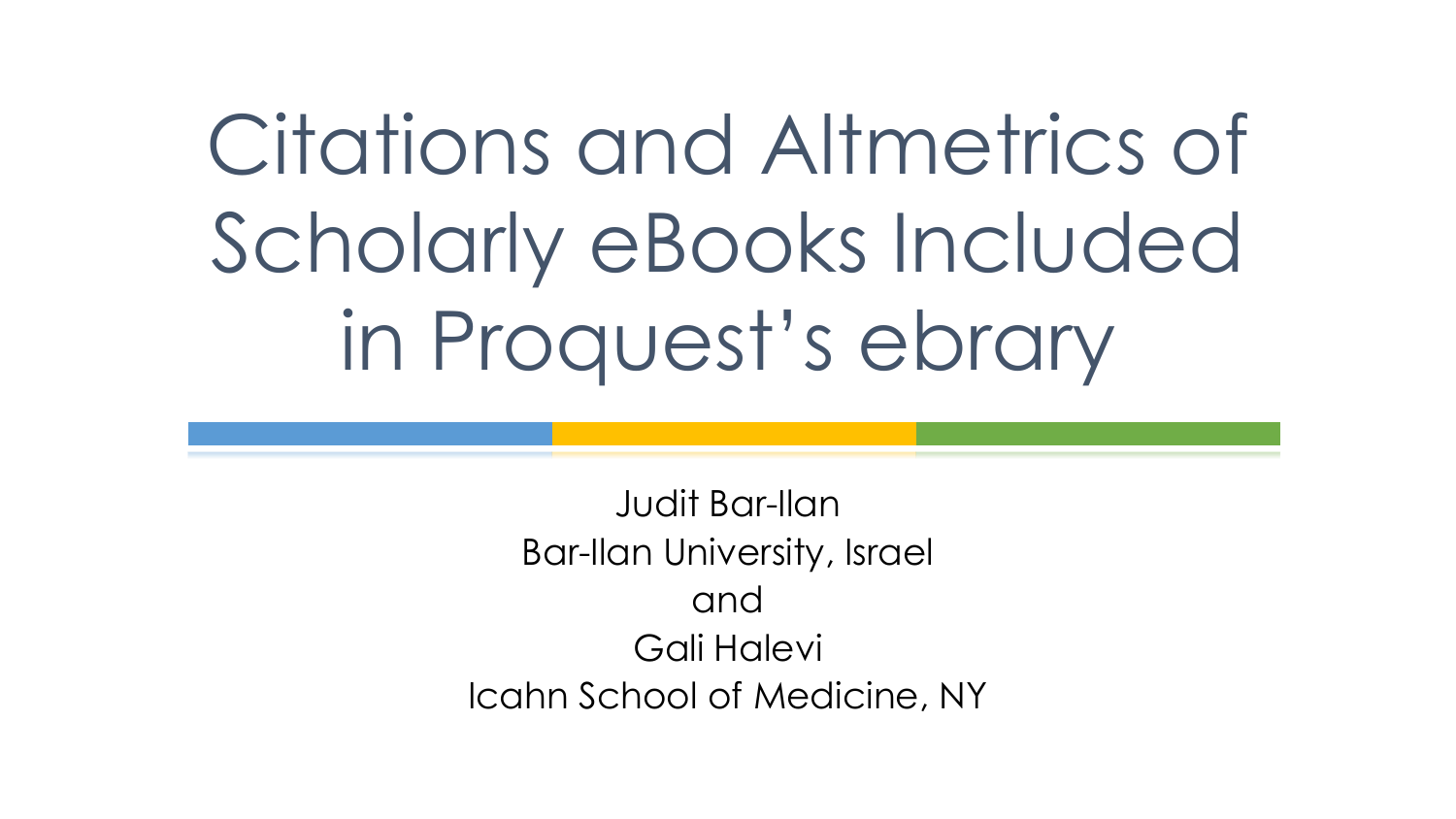# Citations and Altmetrics of Scholarly eBooks Included in Proquest's ebrary

Judit Bar-Ilan
Bar-Ilan University, Israel
and
Gali Halevi
Icahn School of Medicine, NY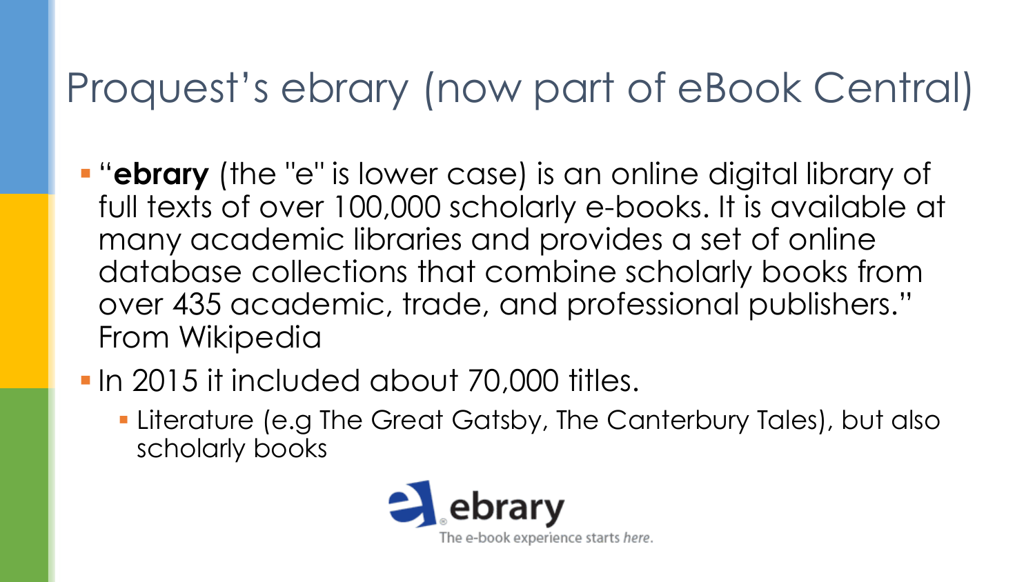# Proquest's ebrary (now part of eBook Central)

- "**ebrary** (the "e" is lower case) is an online digital library of full texts of over 100,000 scholarly e-books. It is available at many academic libraries and provides a set of online database collections that combine scholarly books from over 435 academic, trade, and professional publishers." From Wikipedia
- In 2015 it included about 70,000 titles.
  - Literature (e.g The Great Gatsby, The Canterbury Tales), but also scholarly books

ebrary
The e-book experience starts *here.*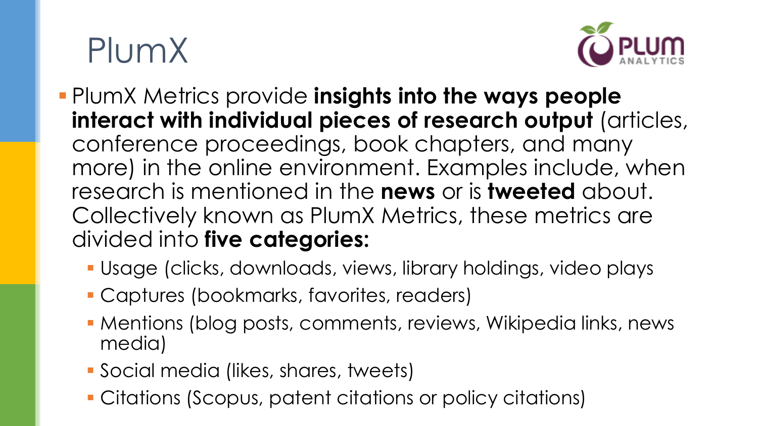# PlumX

- PlumX Metrics provide **insights into the ways people interact with individual pieces of research output** (articles, conference proceedings, book chapters, and many more) in the online environment. Examples include, when research is mentioned in the **news** or is **tweeted** about. Collectively known as PlumX Metrics, these metrics are divided into **five categories:**
  - Usage (clicks, downloads, views, library holdings, video plays
  - Captures (bookmarks, favorites, readers)
  - Mentions (blog posts, comments, reviews, Wikipedia links, news media)
  - Social media (likes, shares, tweets)
  - Citations (Scopus, patent citations or policy citations)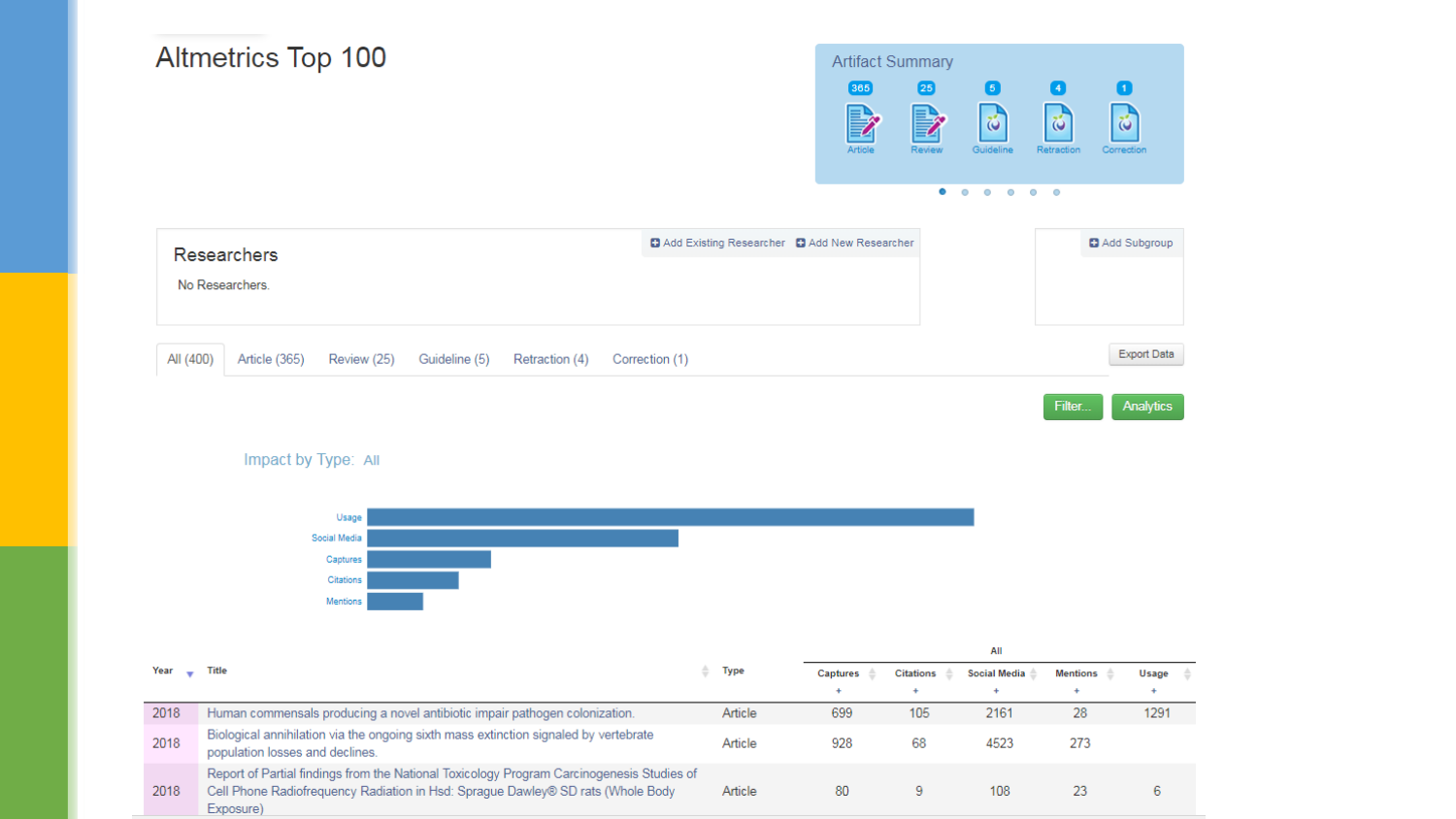# Altmetrics Top 100

**Artifact Summary**

| 365 | 25 | 5 | 4 | 1 |
|---|---|---|---|---|
| Article | Review | Guideline | Retraction | Correction |

## Researchers

Add Existing Researcher | Add New Researcher

No Researchers.

Add Subgroup

All (400) | Article (365) | Review (25) | Guideline (5) | Retraction (4) | Correction (1)

Export Data

Filter... | Analytics

Impact by Type: All

- Usage
- Social Media
- Captures
- Citations
- Mentions

| Year | Title | Type | All | | | | |
|---|---|---|---|---|---|---|---|
| | | | Captures | Citations | Social Media | Mentions | Usage |
| 2018 | Human commensals producing a novel antibiotic impair pathogen colonization. | Article | 699 | 105 | 2161 | 28 | 1291 |
| 2018 | Biological annihilation via the ongoing sixth mass extinction signaled by vertebrate population losses and declines. | Article | 928 | 68 | 4523 | 273 | |
| 2018 | Report of Partial findings from the National Toxicology Program Carcinogenesis Studies of Cell Phone Radiofrequency Radiation in Hsd: Sprague Dawley® SD rats (Whole Body Exposure) | Article | 80 | 9 | 108 | 23 | 6 |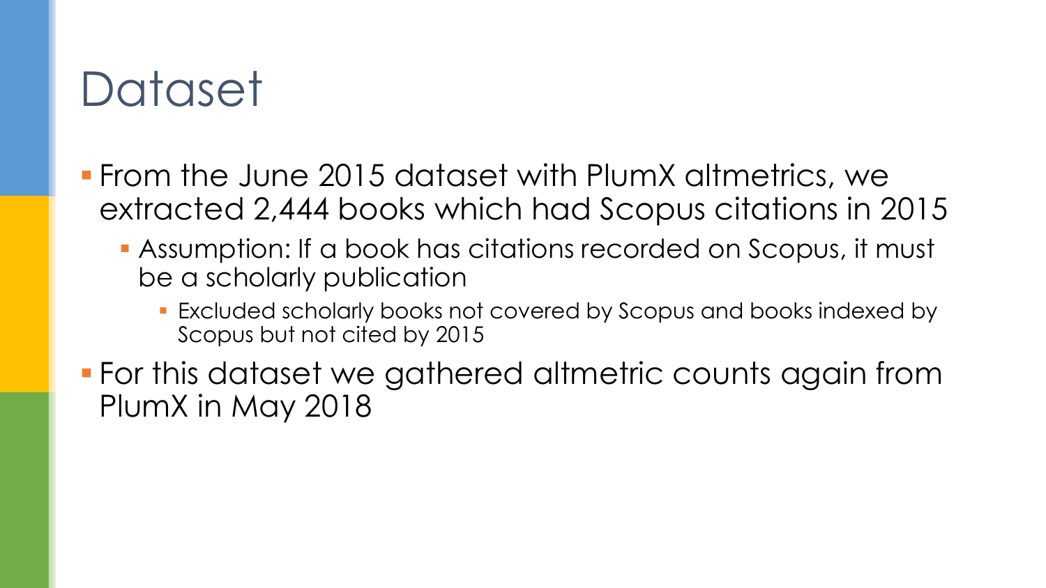# Dataset

- From the June 2015 dataset with PlumX altmetrics, we extracted 2,444 books which had Scopus citations in 2015
  - Assumption: If a book has citations recorded on Scopus, it must be a scholarly publication
    - Excluded scholarly books not covered by Scopus and books indexed by Scopus but not cited by 2015
- For this dataset we gathered altmetric counts again from PlumX in May 2018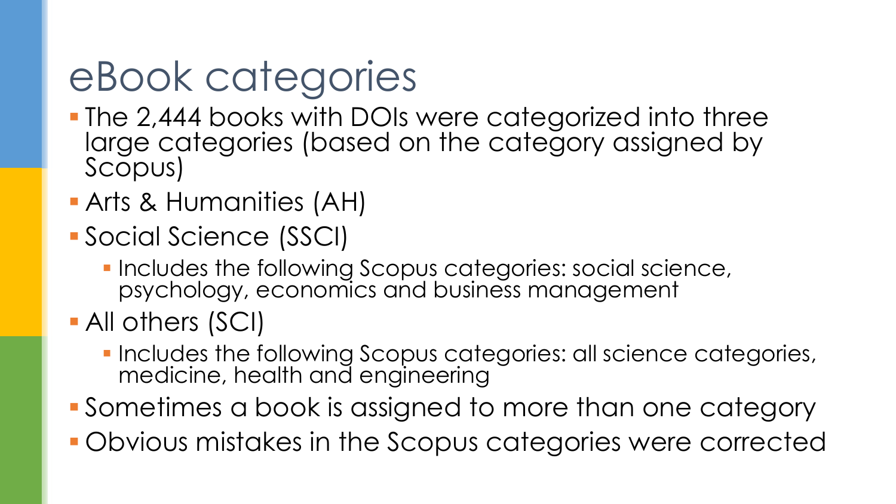# eBook categories

- The 2,444 books with DOIs were categorized into three large categories (based on the category assigned by Scopus)
- Arts & Humanities (AH)
- Social Science (SSCI)
  - Includes the following Scopus categories: social science, psychology, economics and business management
- All others (SCI)
  - Includes the following Scopus categories: all science categories, medicine, health and engineering
- Sometimes a book is assigned to more than one category
- Obvious mistakes in the Scopus categories were corrected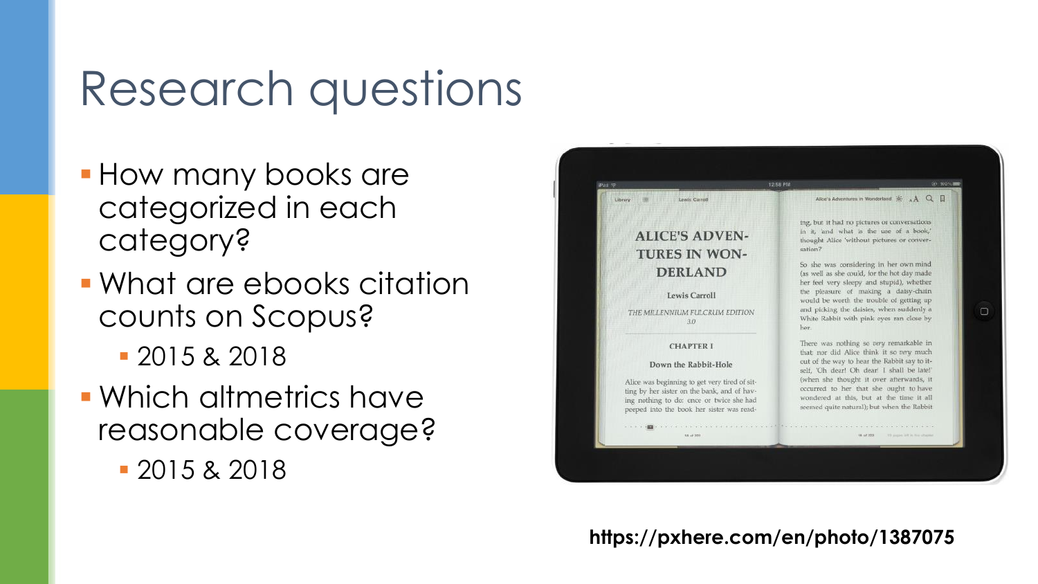# Research questions

- How many books are categorized in each category?
- What are ebooks citation counts on Scopus?
  - 2015 & 2018
- Which altmetrics have reasonable coverage?
  - 2015 & 2018

https://pxhere.com/en/photo/1387075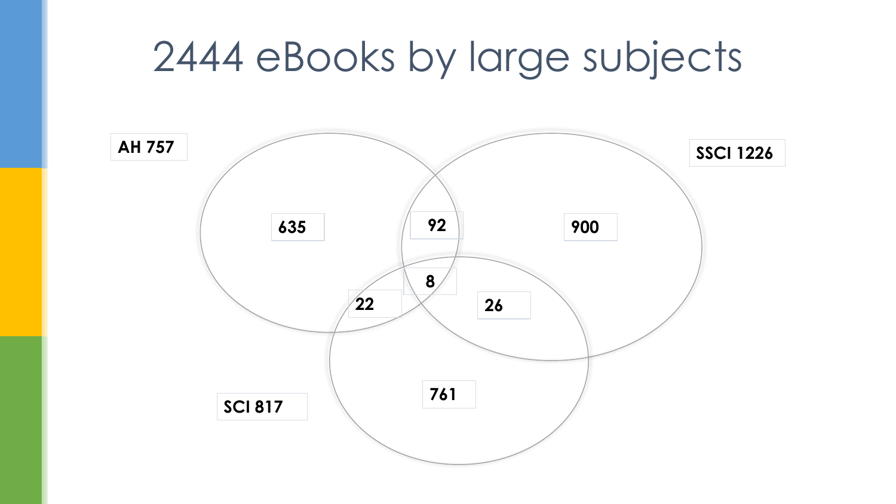# 2444 eBooks by large subjects

AH 757

SSCI 1226

SCI 817

635

92

900

8

22

26

761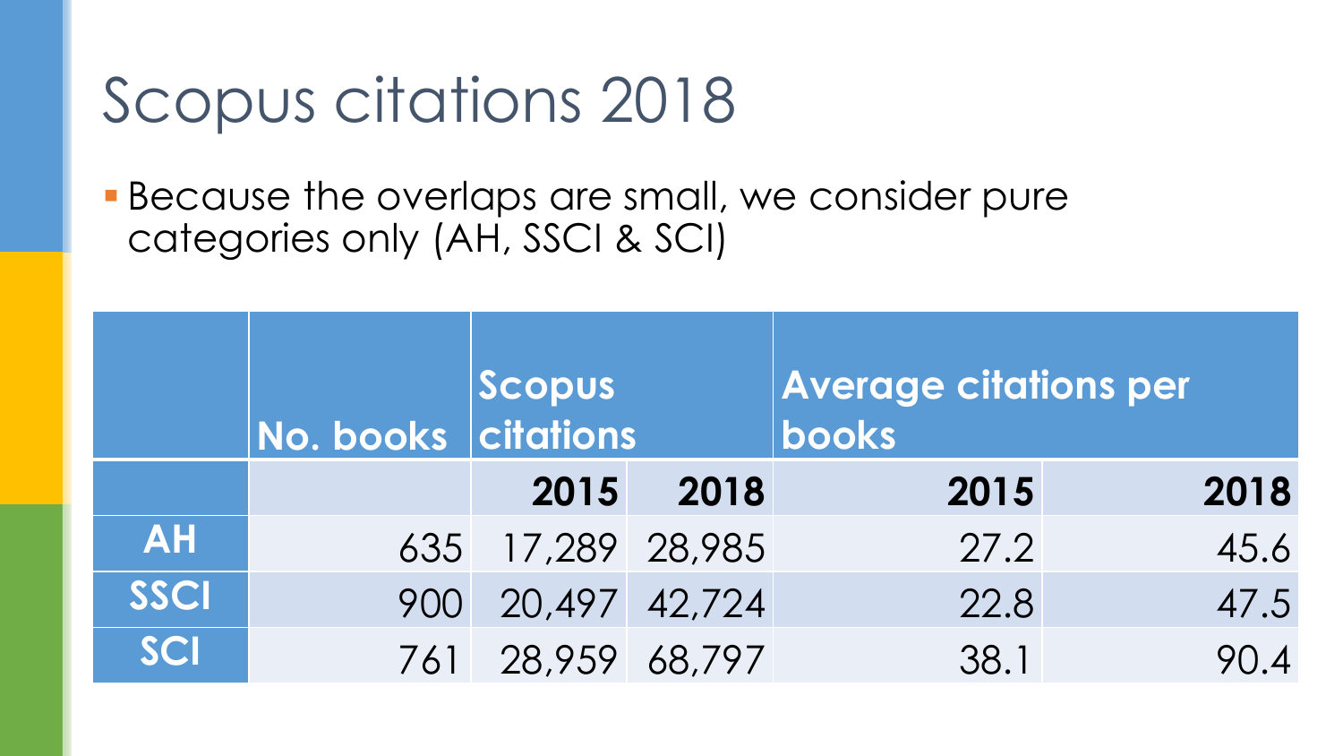# Scopus citations 2018

- Because the overlaps are small, we consider pure categories only (AH, SSCI & SCI)

| | No. books | Scopus citations | | Average citations per books | |
|---|---|---|---|---|---|
| | | 2015 | 2018 | 2015 | 2018 |
| AH | 635 | 17,289 | 28,985 | 27.2 | 45.6 |
| SSCI | 900 | 20,497 | 42,724 | 22.8 | 47.5 |
| SCI | 761 | 28,959 | 68,797 | 38.1 | 90.4 |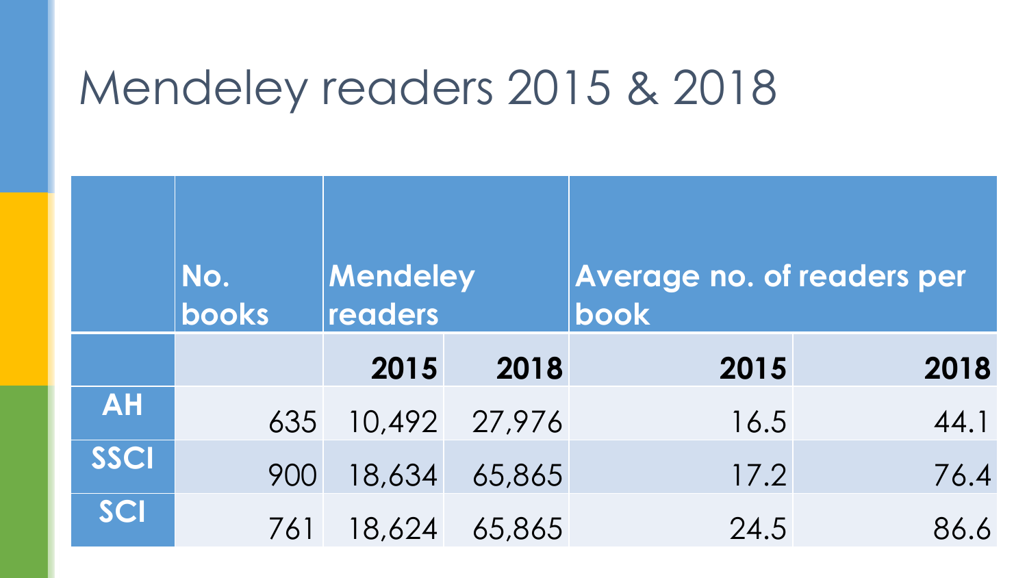# Mendeley readers 2015 & 2018

| | No. books | Mendeley readers | | Average no. of readers per book | |
|---|---|---|---|---|---|
| | | **2015** | **2018** | **2015** | **2018** |
| **AH** | 635 | 10,492 | 27,976 | 16.5 | 44.1 |
| **SSCI** | 900 | 18,634 | 65,865 | 17.2 | 76.4 |
| **SCI** | 761 | 18,624 | 65,865 | 24.5 | 86.6 |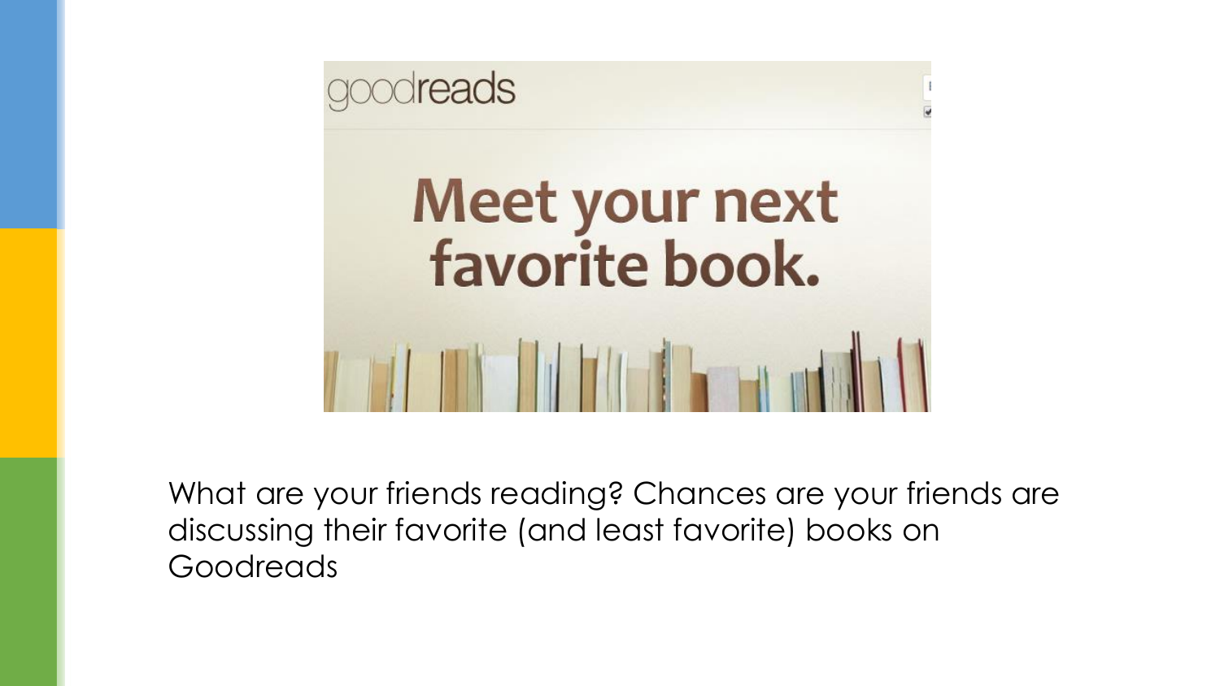goodreads

Meet your next favorite book.

What are your friends reading? Chances are your friends are discussing their favorite (and least favorite) books on Goodreads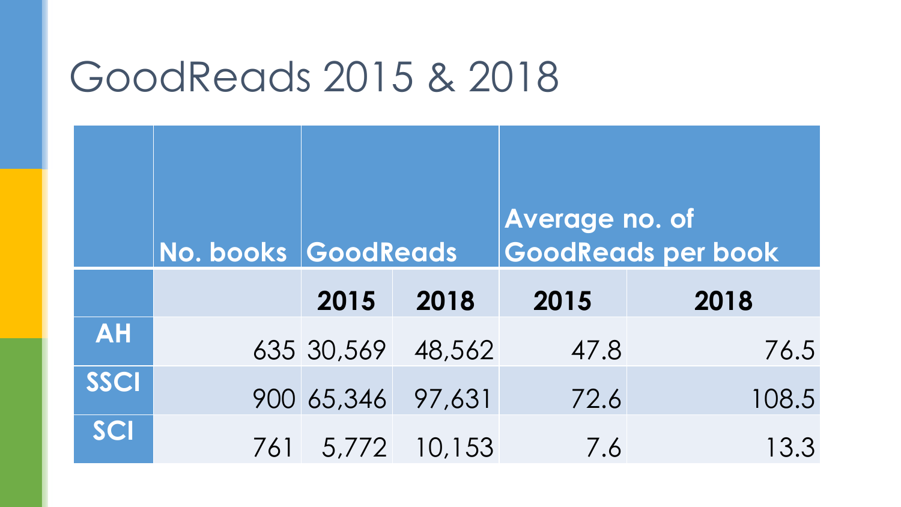# GoodReads 2015 & 2018

| | No. books | GoodReads | | Average no. of GoodReads per book | |
|---|---|---|---|---|---|
| | | 2015 | 2018 | 2015 | 2018 |
| AH | 635 | 30,569 | 48,562 | 47.8 | 76.5 |
| SSCI | 900 | 65,346 | 97,631 | 72.6 | 108.5 |
| SCI | 761 | 5,772 | 10,153 | 7.6 | 13.3 |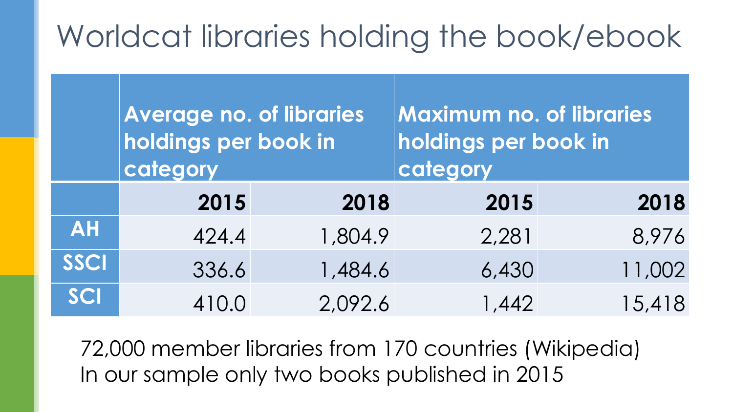# Worldcat libraries holding the book/ebook

| | Average no. of libraries holdings per book in category | | Maximum no. of libraries holdings per book in category | |
|---|---|---|---|---|
| | **2015** | **2018** | **2015** | **2018** |
| **AH** | 424.4 | 1,804.9 | 2,281 | 8,976 |
| **SSCI** | 336.6 | 1,484.6 | 6,430 | 11,002 |
| **SCI** | 410.0 | 2,092.6 | 1,442 | 15,418 |

72,000 member libraries from 170 countries (Wikipedia)
In our sample only two books published in 2015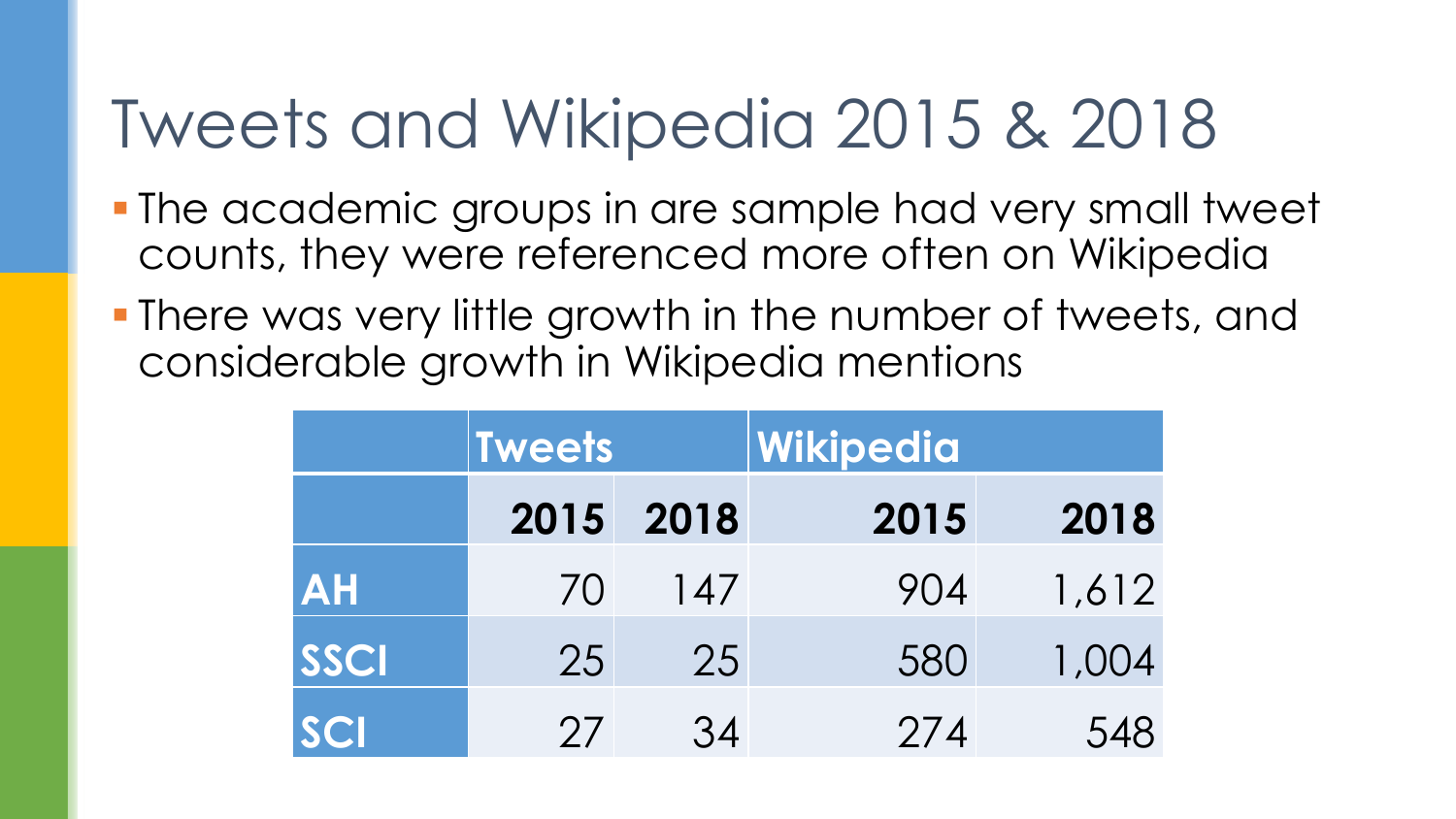# Tweets and Wikipedia 2015 & 2018

- The academic groups in are sample had very small tweet counts, they were referenced more often on Wikipedia
- There was very little growth in the number of tweets, and considerable growth in Wikipedia mentions

| | **Tweets** | | **Wikipedia** | |
|---|---|---|---|---|
| | **2015** | **2018** | **2015** | **2018** |
| **AH** | 70 | 147 | 904 | 1,612 |
| **SSCI** | 25 | 25 | 580 | 1,004 |
| **SCI** | 27 | 34 | 274 | 548 |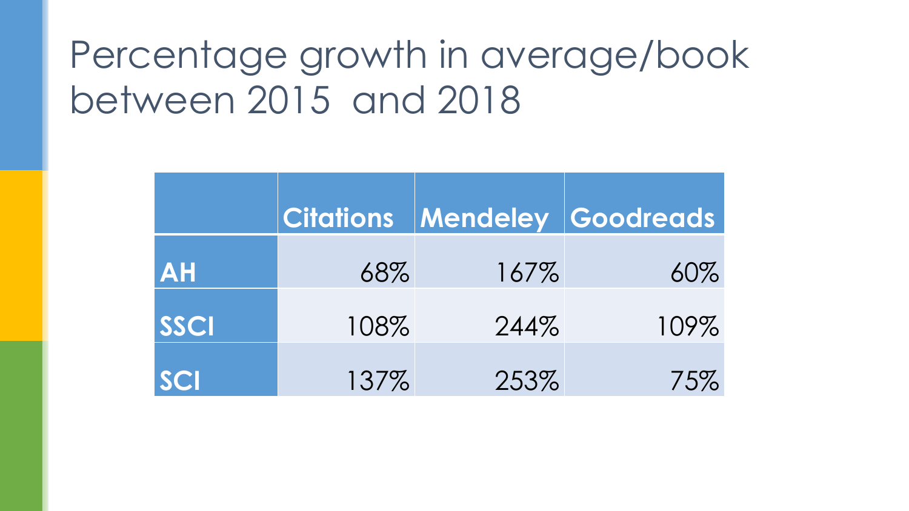# Percentage growth in average/book between 2015 and 2018

| | Citations | Mendeley | Goodreads |
|---|---|---|---|
| **AH** | 68% | 167% | 60% |
| **SSCI** | 108% | 244% | 109% |
| **SCI** | 137% | 253% | 75% |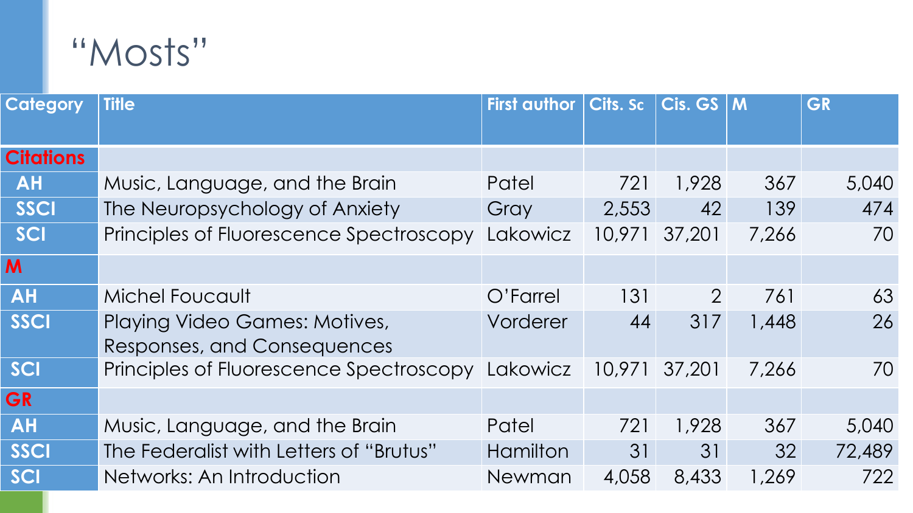# "Mosts"

| Category | Title | First author | Cits. Sc | Cis. GS | M | GR |
|---|---|---|---|---|---|---|
| **Citations** | | | | | | |
| AH | Music, Language, and the Brain | Patel | 721 | 1,928 | 367 | 5,040 |
| SSCI | The Neuropsychology of Anxiety | Gray | 2,553 | 42 | 139 | 474 |
| SCI | Principles of Fluorescence Spectroscopy | Lakowicz | 10,971 | 37,201 | 7,266 | 70 |
| **M** | | | | | | |
| AH | Michel Foucault | O'Farrel | 131 | 2 | 761 | 63 |
| SSCI | Playing Video Games: Motives, Responses, and Consequences | Vorderer | 44 | 317 | 1,448 | 26 |
| SCI | Principles of Fluorescence Spectroscopy | Lakowicz | 10,971 | 37,201 | 7,266 | 70 |
| **GR** | | | | | | |
| AH | Music, Language, and the Brain | Patel | 721 | 1,928 | 367 | 5,040 |
| SSCI | The Federalist with Letters of "Brutus" | Hamilton | 31 | 31 | 32 | 72,489 |
| SCI | Networks: An Introduction | Newman | 4,058 | 8,433 | 1,269 | 722 |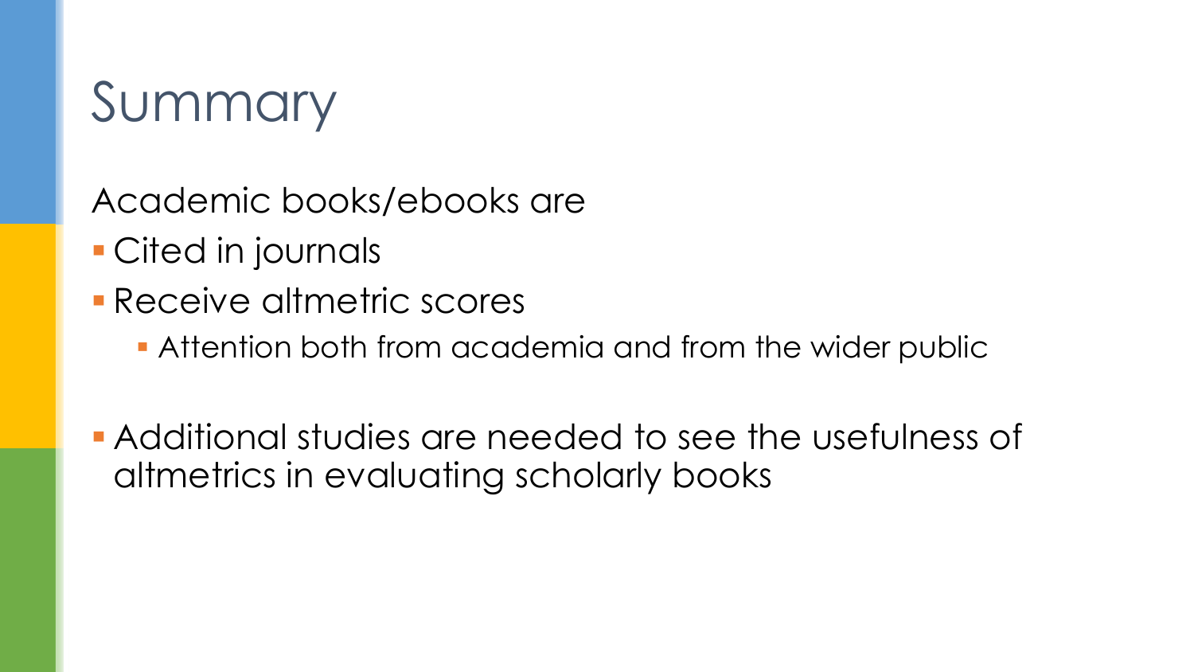# Summary

Academic books/ebooks are

- Cited in journals
- Receive altmetric scores
  - Attention both from academia and from the wider public

- Additional studies are needed to see the usefulness of altmetrics in evaluating scholarly books